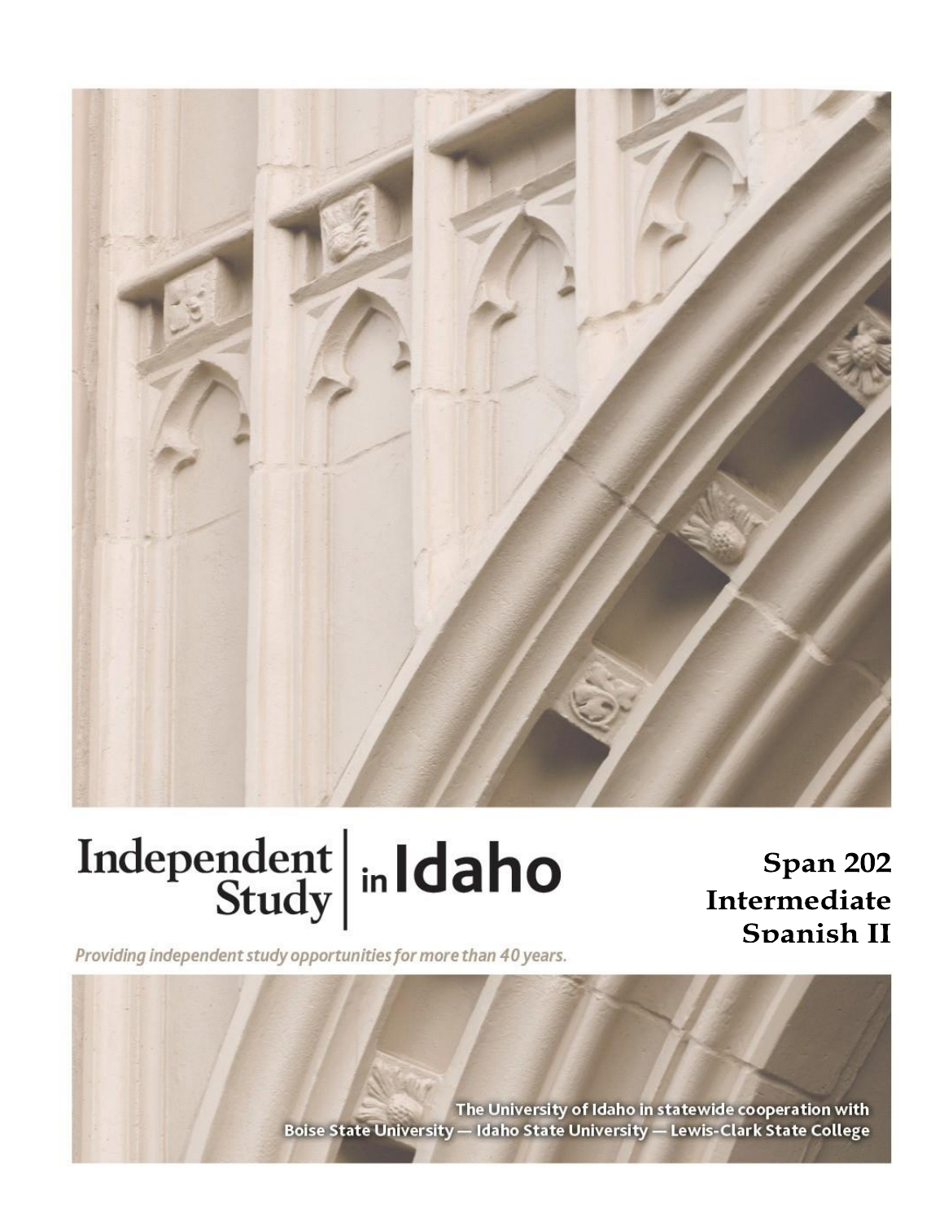Independent Study in Idaho

# Span 202 Intermediate Spanish II

*Providing independent study opportunities for more than 40 years.*

The University of Idaho in statewide cooperation with Boise State University — Idaho State University — Lewis-Clark State College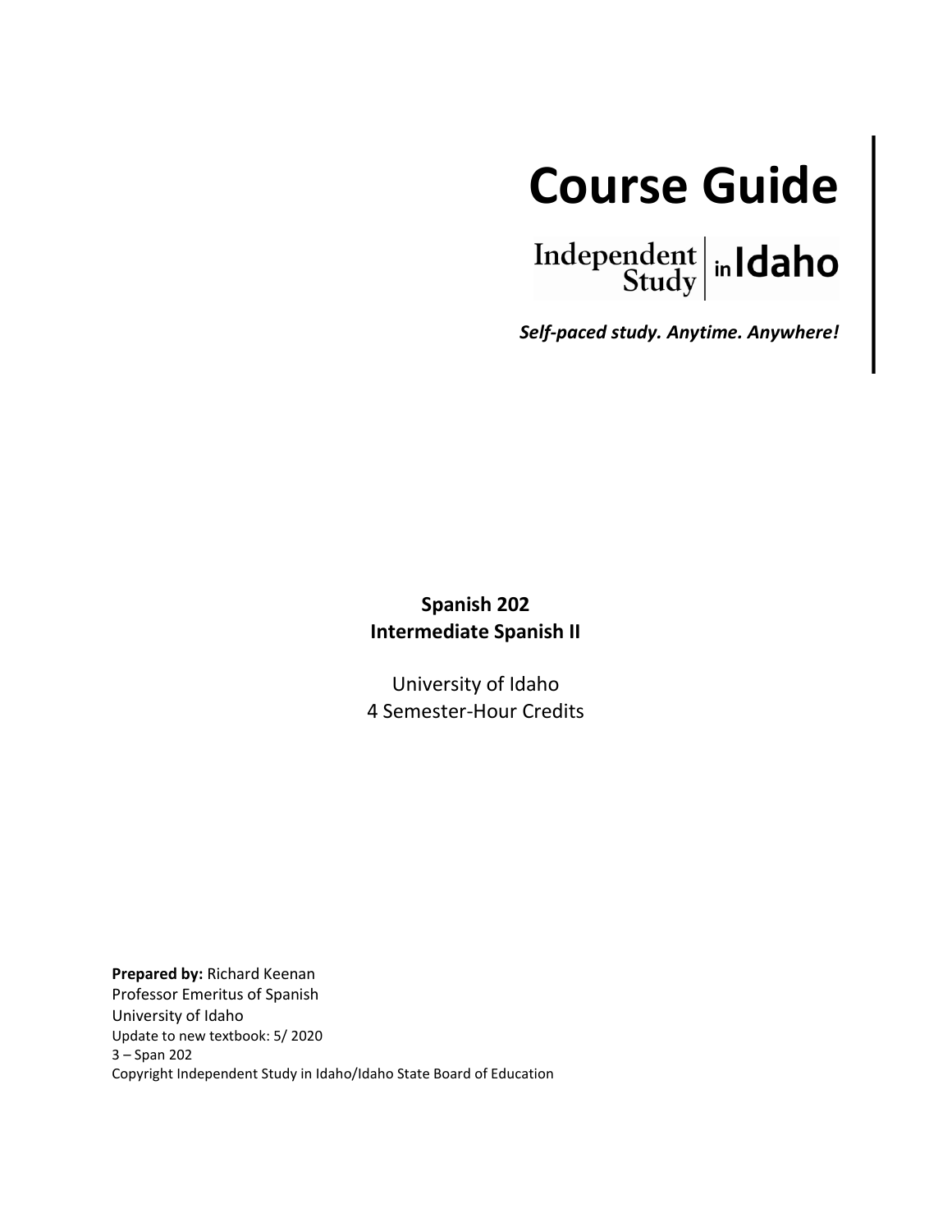# Course Guide

Independent Study in Idaho

***Self-paced study. Anytime. Anywhere!***

**Spanish 202**
**Intermediate Spanish II**

University of Idaho
4 Semester-Hour Credits

**Prepared by:** Richard Keenan
Professor Emeritus of Spanish
University of Idaho
Update to new textbook: 5/ 2020
3 – Span 202
Copyright Independent Study in Idaho/Idaho State Board of Education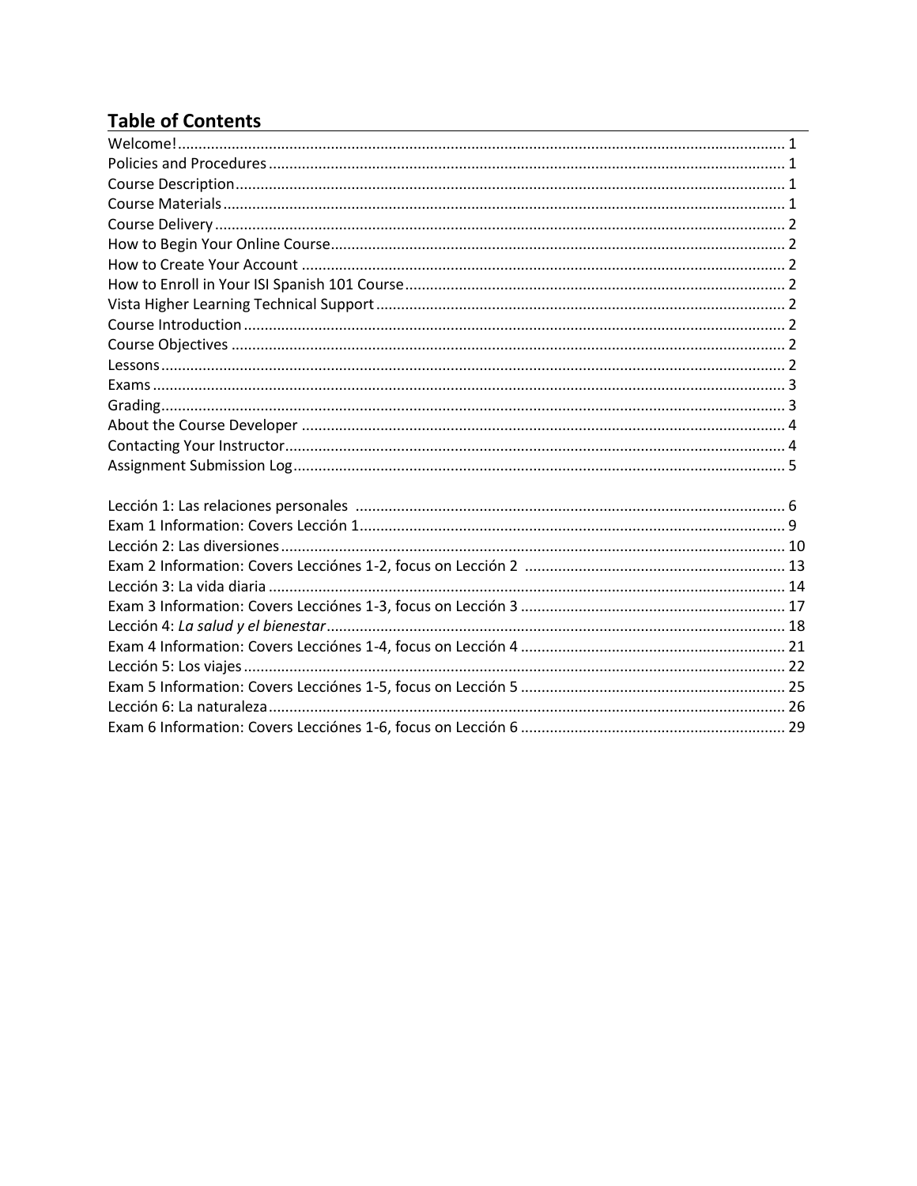## Table of Contents

Welcome! ... 1
Policies and Procedures ... 1
Course Description ... 1
Course Materials ... 1
Course Delivery ... 2
How to Begin Your Online Course ... 2
How to Create Your Account ... 2
How to Enroll in Your ISI Spanish 101 Course ... 2
Vista Higher Learning Technical Support ... 2
Course Introduction ... 2
Course Objectives ... 2
Lessons ... 2
Exams ... 3
Grading ... 3
About the Course Developer ... 4
Contacting Your Instructor ... 4
Assignment Submission Log ... 5

Lección 1: Las relaciones personales ... 6
Exam 1 Information: Covers Lección 1 ... 9
Lección 2: Las diversiones ... 10
Exam 2 Information: Covers Lecciónes 1-2, focus on Lección 2 ... 13
Lección 3: La vida diaria ... 14
Exam 3 Information: Covers Lecciónes 1-3, focus on Lección 3 ... 17
Lección 4: *La salud y el bienestar* ... 18
Exam 4 Information: Covers Lecciónes 1-4, focus on Lección 4 ... 21
Lección 5: Los viajes ... 22
Exam 5 Information: Covers Lecciónes 1-5, focus on Lección 5 ... 25
Lección 6: La naturaleza ... 26
Exam 6 Information: Covers Lecciónes 1-6, focus on Lección 6 ... 29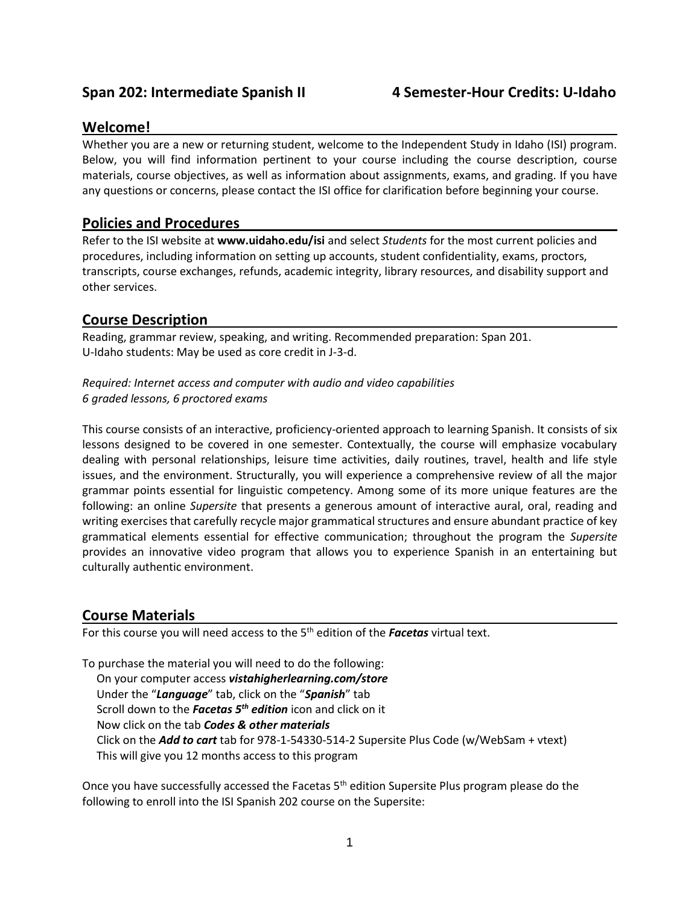## Span 202: Intermediate Spanish II 4 Semester-Hour Credits: U-Idaho

## Welcome!

Whether you are a new or returning student, welcome to the Independent Study in Idaho (ISI) program. Below, you will find information pertinent to your course including the course description, course materials, course objectives, as well as information about assignments, exams, and grading. If you have any questions or concerns, please contact the ISI office for clarification before beginning your course.

## Policies and Procedures

Refer to the ISI website at **www.uidaho.edu/isi** and select *Students* for the most current policies and procedures, including information on setting up accounts, student confidentiality, exams, proctors, transcripts, course exchanges, refunds, academic integrity, library resources, and disability support and other services.

## Course Description

Reading, grammar review, speaking, and writing. Recommended preparation: Span 201.
U-Idaho students: May be used as core credit in J-3-d.

*Required: Internet access and computer with audio and video capabilities*
*6 graded lessons, 6 proctored exams*

This course consists of an interactive, proficiency-oriented approach to learning Spanish. It consists of six lessons designed to be covered in one semester. Contextually, the course will emphasize vocabulary dealing with personal relationships, leisure time activities, daily routines, travel, health and life style issues, and the environment. Structurally, you will experience a comprehensive review of all the major grammar points essential for linguistic competency. Among some of its more unique features are the following: an online *Supersite* that presents a generous amount of interactive aural, oral, reading and writing exercises that carefully recycle major grammatical structures and ensure abundant practice of key grammatical elements essential for effective communication; throughout the program the *Supersite* provides an innovative video program that allows you to experience Spanish in an entertaining but culturally authentic environment.

## Course Materials

For this course you will need access to the 5th edition of the ***Facetas*** virtual text.

To purchase the material you will need to do the following:

On your computer access ***vistahigherlearning.com/store***
Under the "***Language***" tab, click on the "***Spanish***" tab
Scroll down to the ***Facetas 5th edition*** icon and click on it
Now click on the tab ***Codes & other materials***
Click on the ***Add to cart*** tab for 978-1-54330-514-2 Supersite Plus Code (w/WebSam + vtext)
This will give you 12 months access to this program

Once you have successfully accessed the Facetas 5th edition Supersite Plus program please do the following to enroll into the ISI Spanish 202 course on the Supersite: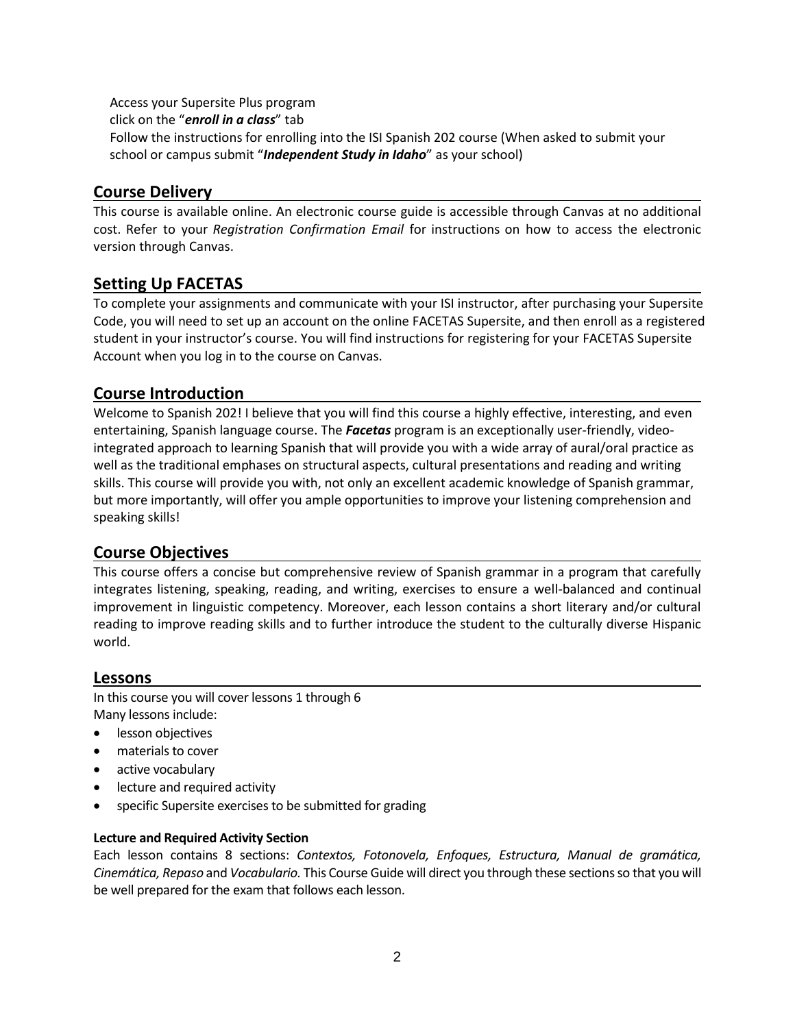Access your Supersite Plus program
click on the "***enroll in a class***" tab
Follow the instructions for enrolling into the ISI Spanish 202 course (When asked to submit your school or campus submit "***Independent Study in Idaho***" as your school)

## Course Delivery

This course is available online. An electronic course guide is accessible through Canvas at no additional cost. Refer to your *Registration Confirmation Email* for instructions on how to access the electronic version through Canvas.

## Setting Up FACETAS

To complete your assignments and communicate with your ISI instructor, after purchasing your Supersite Code, you will need to set up an account on the online FACETAS Supersite, and then enroll as a registered student in your instructor's course. You will find instructions for registering for your FACETAS Supersite Account when you log in to the course on Canvas.

## Course Introduction

Welcome to Spanish 202! I believe that you will find this course a highly effective, interesting, and even entertaining, Spanish language course. The ***Facetas*** program is an exceptionally user-friendly, video-integrated approach to learning Spanish that will provide you with a wide array of aural/oral practice as well as the traditional emphases on structural aspects, cultural presentations and reading and writing skills. This course will provide you with, not only an excellent academic knowledge of Spanish grammar, but more importantly, will offer you ample opportunities to improve your listening comprehension and speaking skills!

## Course Objectives

This course offers a concise but comprehensive review of Spanish grammar in a program that carefully integrates listening, speaking, reading, and writing, exercises to ensure a well-balanced and continual improvement in linguistic competency. Moreover, each lesson contains a short literary and/or cultural reading to improve reading skills and to further introduce the student to the culturally diverse Hispanic world.

## Lessons

In this course you will cover lessons 1 through 6
Many lessons include:

- lesson objectives
- materials to cover
- active vocabulary
- lecture and required activity
- specific Supersite exercises to be submitted for grading

#### Lecture and Required Activity Section

Each lesson contains 8 sections: *Contextos, Fotonovela, Enfoques, Estructura, Manual de gramática, Cinemática, Repaso* and *Vocabulario.* This Course Guide will direct you through these sections so that you will be well prepared for the exam that follows each lesson.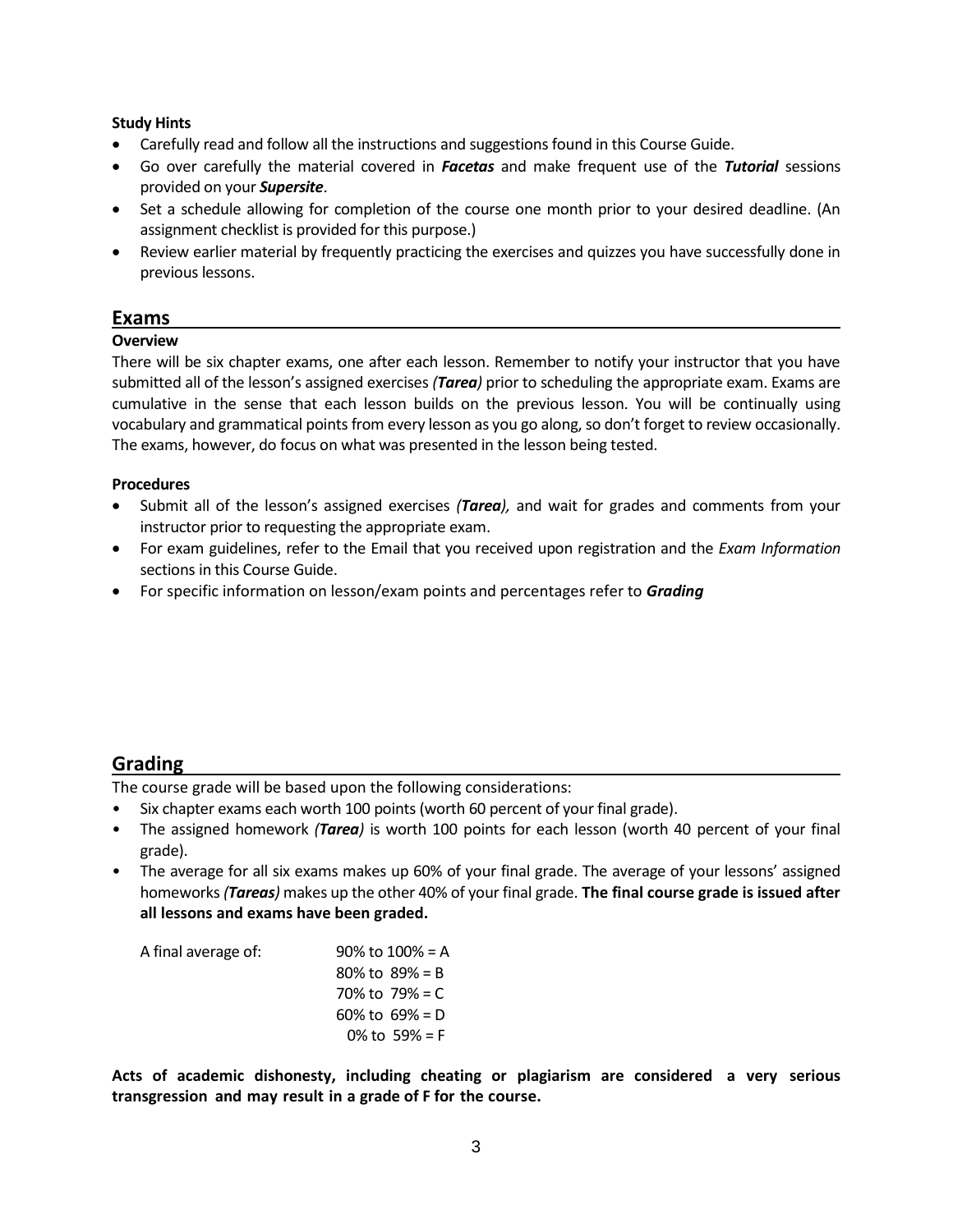**Study Hints**

- Carefully read and follow all the instructions and suggestions found in this Course Guide.
- Go over carefully the material covered in ***Facetas*** and make frequent use of the ***Tutorial*** sessions provided on your ***Supersite***.
- Set a schedule allowing for completion of the course one month prior to your desired deadline. (An assignment checklist is provided for this purpose.)
- Review earlier material by frequently practicing the exercises and quizzes you have successfully done in previous lessons.

## Exams

**Overview**

There will be six chapter exams, one after each lesson. Remember to notify your instructor that you have submitted all of the lesson's assigned exercises *(**Tarea**)* prior to scheduling the appropriate exam. Exams are cumulative in the sense that each lesson builds on the previous lesson. You will be continually using vocabulary and grammatical points from every lesson as you go along, so don't forget to review occasionally. The exams, however, do focus on what was presented in the lesson being tested.

**Procedures**

- Submit all of the lesson's assigned exercises *(**Tarea**),* and wait for grades and comments from your instructor prior to requesting the appropriate exam.
- For exam guidelines, refer to the Email that you received upon registration and the *Exam Information* sections in this Course Guide.
- For specific information on lesson/exam points and percentages refer to ***Grading***

## Grading

The course grade will be based upon the following considerations:

- Six chapter exams each worth 100 points (worth 60 percent of your final grade).
- The assigned homework *(**Tarea**)* is worth 100 points for each lesson (worth 40 percent of your final grade).
- The average for all six exams makes up 60% of your final grade. The average of your lessons' assigned homeworks *(**Tareas**)* makes up the other 40% of your final grade. **The final course grade is issued after all lessons and exams have been graded.**

| A final average of: | |
|---|---|
| | 90% to 100% = A |
| | 80% to 89% = B |
| | 70% to 79% = C |
| | 60% to 69% = D |
| | 0% to 59% = F |

**Acts of academic dishonesty, including cheating or plagiarism are considered a very serious transgression and may result in a grade of F for the course.**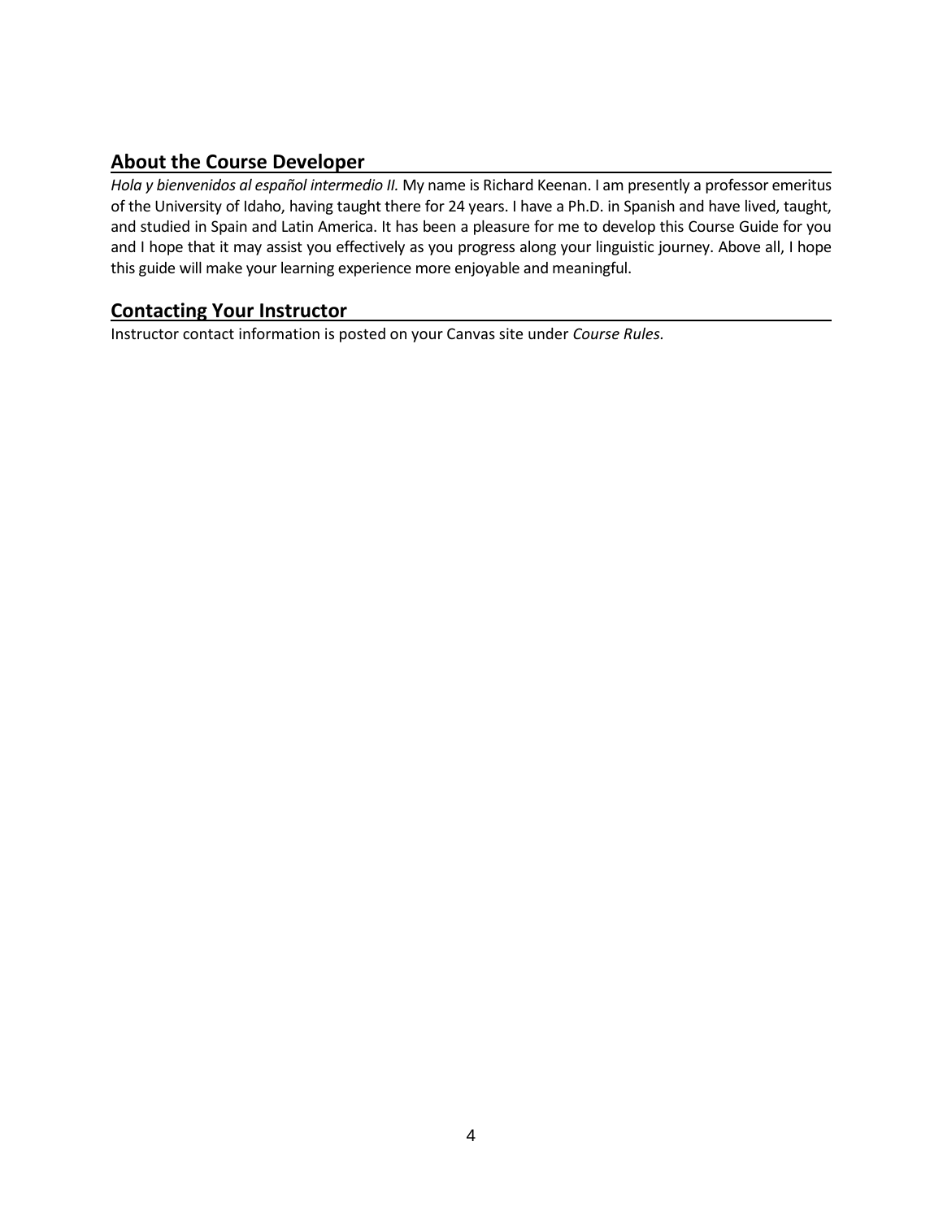## About the Course Developer

*Hola y bienvenidos al español intermedio II.* My name is Richard Keenan. I am presently a professor emeritus of the University of Idaho, having taught there for 24 years. I have a Ph.D. in Spanish and have lived, taught, and studied in Spain and Latin America. It has been a pleasure for me to develop this Course Guide for you and I hope that it may assist you effectively as you progress along your linguistic journey. Above all, I hope this guide will make your learning experience more enjoyable and meaningful.

## Contacting Your Instructor

Instructor contact information is posted on your Canvas site under *Course Rules.*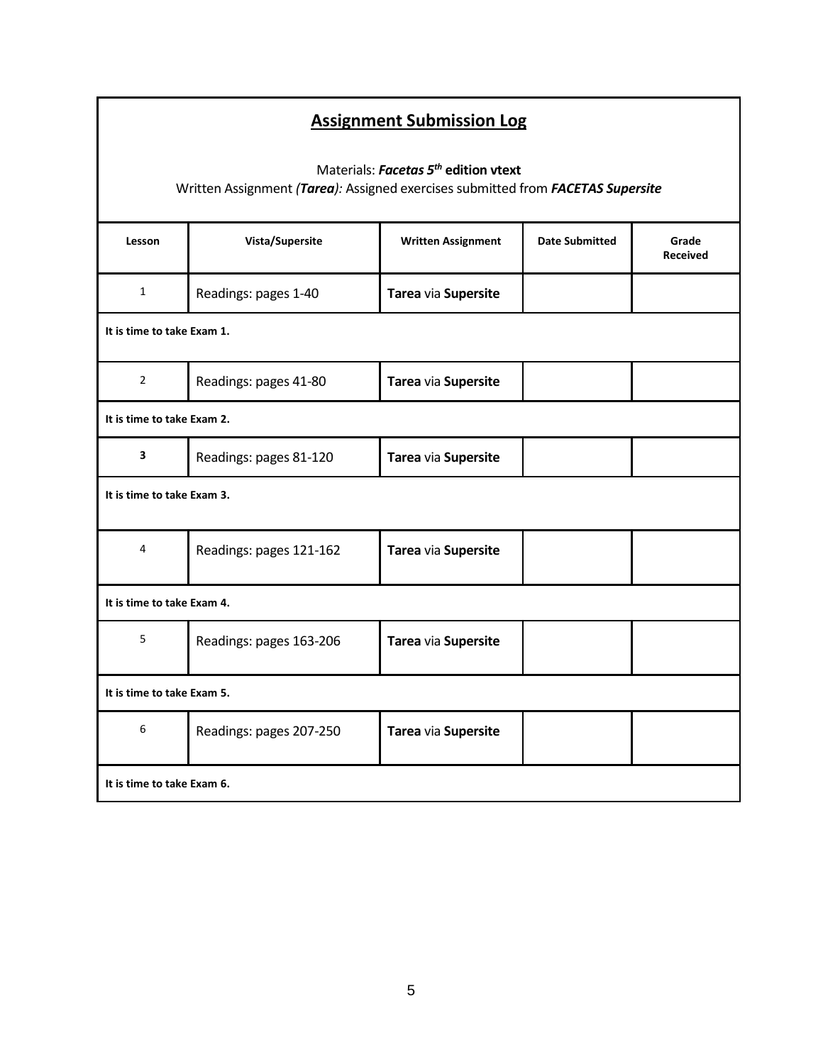## Assignment Submission Log

Materials: ***Facetas* 5th edition vtext**

Written Assignment *(**Tarea**):* Assigned exercises submitted from ***FACETAS Supersite***

| Lesson | Vista/Supersite | Written Assignment | Date Submitted | Grade Received |
|---|---|---|---|---|
| 1 | Readings: pages 1-40 | **Tarea** via **Supersite** | | |
| **It is time to take Exam 1.** | | | | |
| 2 | Readings: pages 41-80 | **Tarea** via **Supersite** | | |
| **It is time to take Exam 2.** | | | | |
| **3** | Readings: pages 81-120 | **Tarea** via **Supersite** | | |
| **It is time to take Exam 3.** | | | | |
| 4 | Readings: pages 121-162 | **Tarea** via **Supersite** | | |
| **It is time to take Exam 4.** | | | | |
| 5 | Readings: pages 163-206 | **Tarea** via **Supersite** | | |
| **It is time to take Exam 5.** | | | | |
| 6 | Readings: pages 207-250 | **Tarea** via **Supersite** | | |
| **It is time to take Exam 6.** | | | | |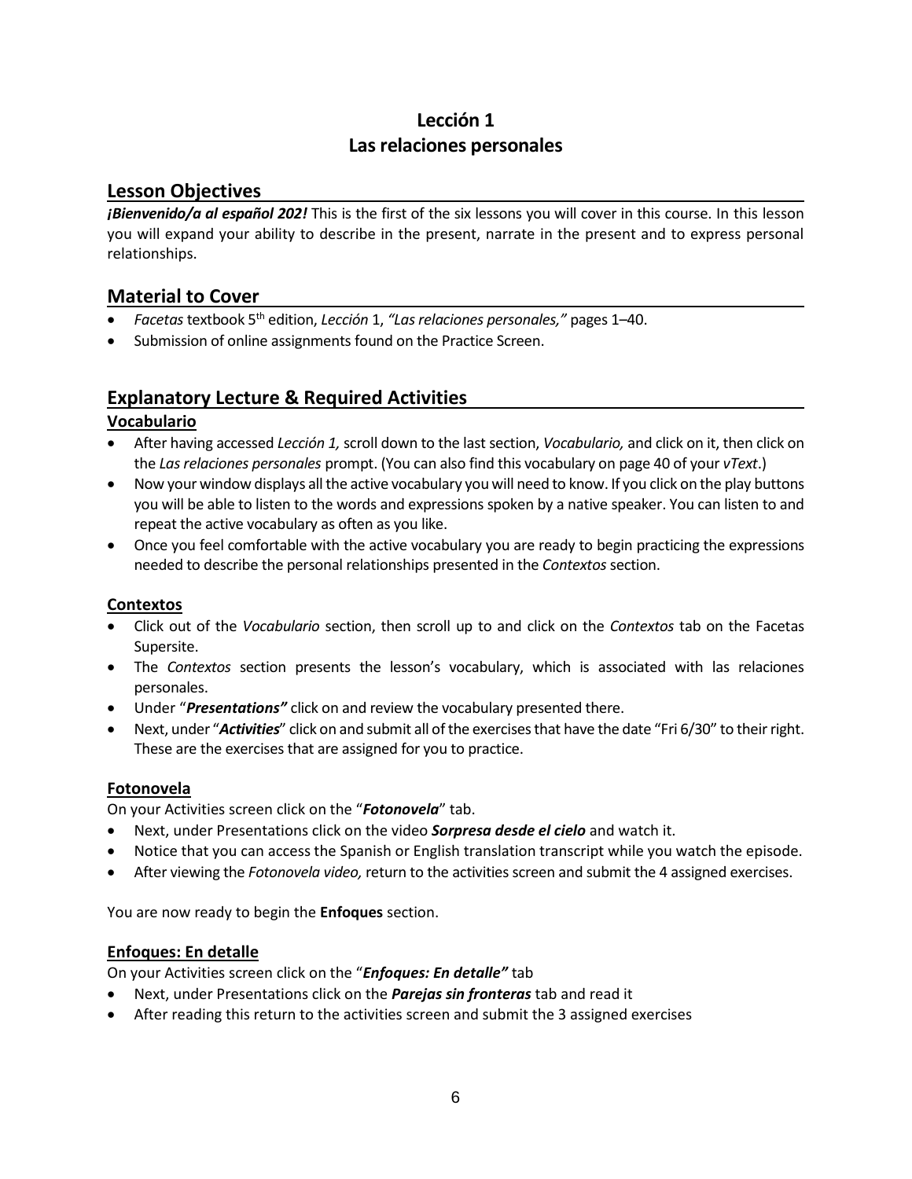# Lección 1
# Las relaciones personales

## Lesson Objectives

***¡Bienvenido/a al español 202!*** This is the first of the six lessons you will cover in this course. In this lesson you will expand your ability to describe in the present, narrate in the present and to express personal relationships.

## Material to Cover

- *Facetas* textbook 5th edition, *Lección* 1, *"Las relaciones personales,"* pages 1–40.
- Submission of online assignments found on the Practice Screen.

## Explanatory Lecture & Required Activities

### Vocabulario

- After having accessed *Lección 1,* scroll down to the last section, *Vocabulario,* and click on it, then click on the *Las relaciones personales* prompt. (You can also find this vocabulary on page 40 of your *vText*.)
- Now your window displays all the active vocabulary you will need to know. If you click on the play buttons you will be able to listen to the words and expressions spoken by a native speaker. You can listen to and repeat the active vocabulary as often as you like.
- Once you feel comfortable with the active vocabulary you are ready to begin practicing the expressions needed to describe the personal relationships presented in the *Contextos* section.

### Contextos

- Click out of the *Vocabulario* section, then scroll up to and click on the *Contextos* tab on the Facetas Supersite.
- The *Contextos* section presents the lesson's vocabulary, which is associated with las relaciones personales.
- Under "***Presentations"*** click on and review the vocabulary presented there.
- Next, under "***Activities***" click on and submit all of the exercises that have the date "Fri 6/30" to their right. These are the exercises that are assigned for you to practice.

### Fotonovela

On your Activities screen click on the "***Fotonovela***" tab.

- Next, under Presentations click on the video ***Sorpresa desde el cielo*** and watch it.
- Notice that you can access the Spanish or English translation transcript while you watch the episode.
- After viewing the *Fotonovela video,* return to the activities screen and submit the 4 assigned exercises.

You are now ready to begin the **Enfoques** section.

### Enfoques: En detalle

On your Activities screen click on the "***Enfoques: En detalle"*** tab

- Next, under Presentations click on the ***Parejas sin fronteras*** tab and read it
- After reading this return to the activities screen and submit the 3 assigned exercises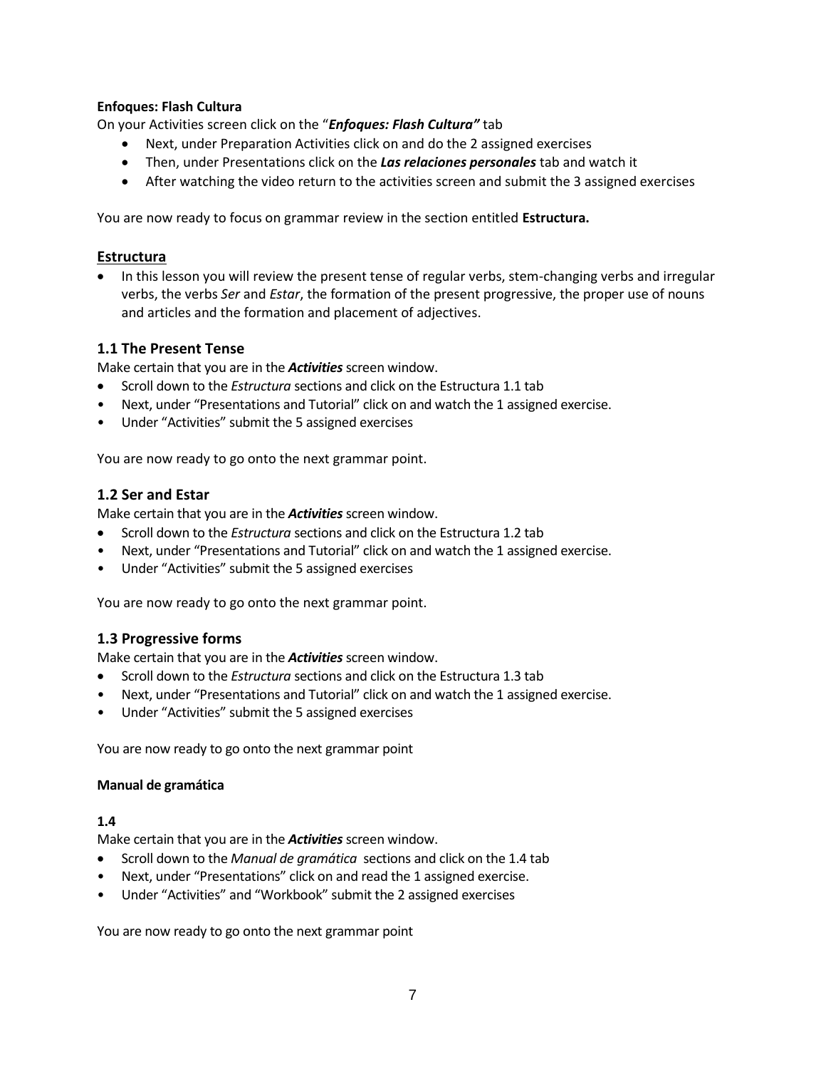**Enfoques: Flash Cultura**

On your Activities screen click on the "***Enfoques: Flash Cultura"*** tab

- Next, under Preparation Activities click on and do the 2 assigned exercises
- Then, under Presentations click on the ***Las relaciones personales*** tab and watch it
- After watching the video return to the activities screen and submit the 3 assigned exercises

You are now ready to focus on grammar review in the section entitled **Estructura.**

## Estructura

- In this lesson you will review the present tense of regular verbs, stem-changing verbs and irregular verbs, the verbs *Ser* and *Estar*, the formation of the present progressive, the proper use of nouns and articles and the formation and placement of adjectives.

### 1.1 The Present Tense

Make certain that you are in the ***Activities*** screen window.

- Scroll down to the *Estructura* sections and click on the Estructura 1.1 tab
- Next, under "Presentations and Tutorial" click on and watch the 1 assigned exercise.
- Under "Activities" submit the 5 assigned exercises

You are now ready to go onto the next grammar point.

### 1.2 Ser and Estar

Make certain that you are in the ***Activities*** screen window.

- Scroll down to the *Estructura* sections and click on the Estructura 1.2 tab
- Next, under "Presentations and Tutorial" click on and watch the 1 assigned exercise.
- Under "Activities" submit the 5 assigned exercises

You are now ready to go onto the next grammar point.

### 1.3 Progressive forms

Make certain that you are in the ***Activities*** screen window.

- Scroll down to the *Estructura* sections and click on the Estructura 1.3 tab
- Next, under "Presentations and Tutorial" click on and watch the 1 assigned exercise.
- Under "Activities" submit the 5 assigned exercises

You are now ready to go onto the next grammar point

**Manual de gramática**

**1.4**

Make certain that you are in the ***Activities*** screen window.

- Scroll down to the *Manual de gramática* sections and click on the 1.4 tab
- Next, under "Presentations" click on and read the 1 assigned exercise.
- Under "Activities" and "Workbook" submit the 2 assigned exercises

You are now ready to go onto the next grammar point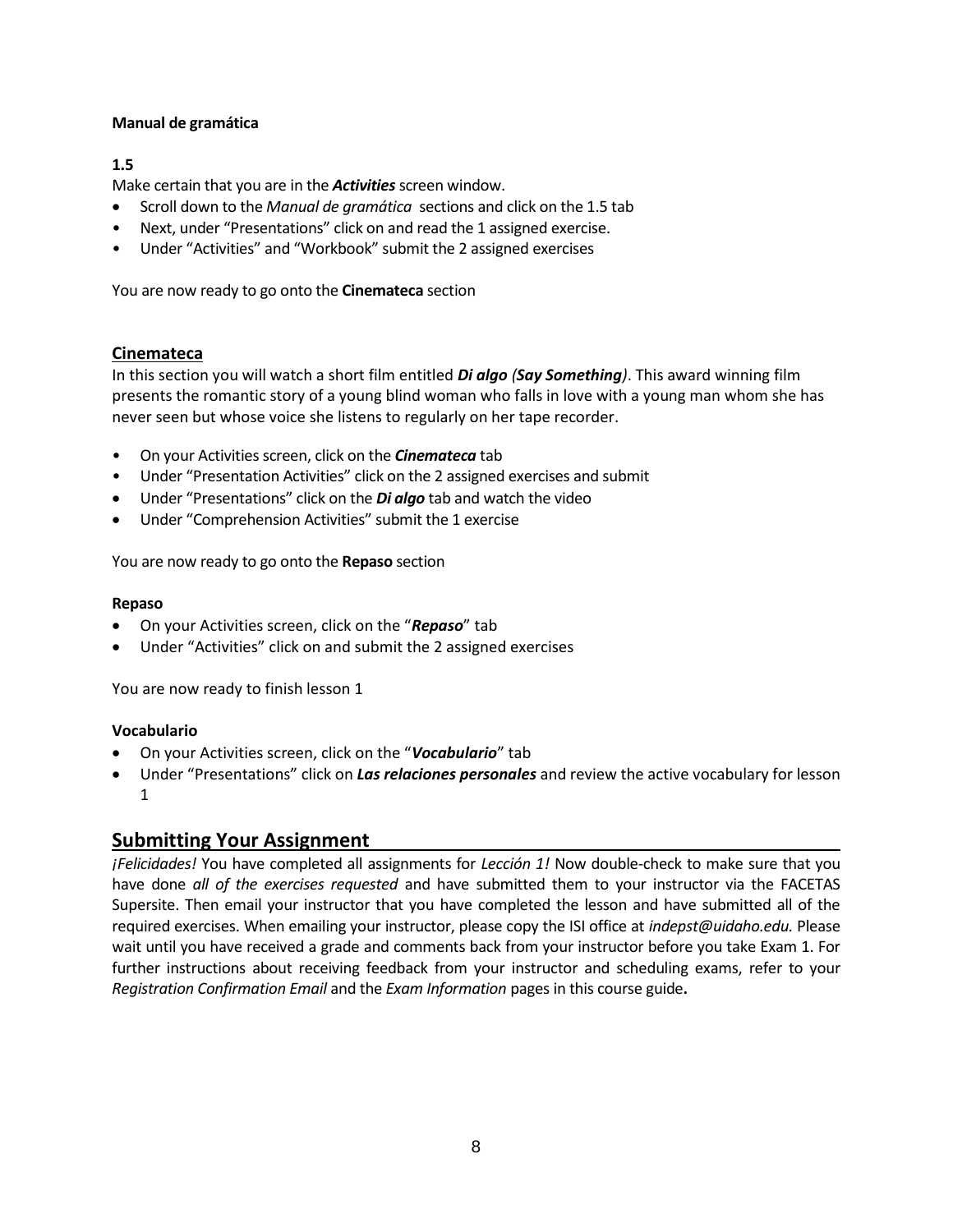**Manual de gramática**

**1.5**

Make certain that you are in the ***Activities*** screen window.

- Scroll down to the *Manual de gramática* sections and click on the 1.5 tab
- Next, under "Presentations" click on and read the 1 assigned exercise.
- Under "Activities" and "Workbook" submit the 2 assigned exercises

You are now ready to go onto the **Cinemateca** section

## Cinemateca

In this section you will watch a short film entitled ***Di algo (Say Something)***. This award winning film presents the romantic story of a young blind woman who falls in love with a young man whom she has never seen but whose voice she listens to regularly on her tape recorder.

- On your Activities screen, click on the ***Cinemateca*** tab
- Under "Presentation Activities" click on the 2 assigned exercises and submit
- Under "Presentations" click on the ***Di algo*** tab and watch the video
- Under "Comprehension Activities" submit the 1 exercise

You are now ready to go onto the **Repaso** section

**Repaso**

- On your Activities screen, click on the "***Repaso***" tab
- Under "Activities" click on and submit the 2 assigned exercises

You are now ready to finish lesson 1

**Vocabulario**

- On your Activities screen, click on the "***Vocabulario***" tab
- Under "Presentations" click on ***Las relaciones personales*** and review the active vocabulary for lesson 1

## Submitting Your Assignment

*¡Felicidades!* You have completed all assignments for *Lección 1!* Now double-check to make sure that you have done *all of the exercises requested* and have submitted them to your instructor via the FACETAS Supersite. Then email your instructor that you have completed the lesson and have submitted all of the required exercises. When emailing your instructor, please copy the ISI office at *indepst@uidaho.edu.* Please wait until you have received a grade and comments back from your instructor before you take Exam 1. For further instructions about receiving feedback from your instructor and scheduling exams, refer to your *Registration Confirmation Email* and the *Exam Information* pages in this course guide**.**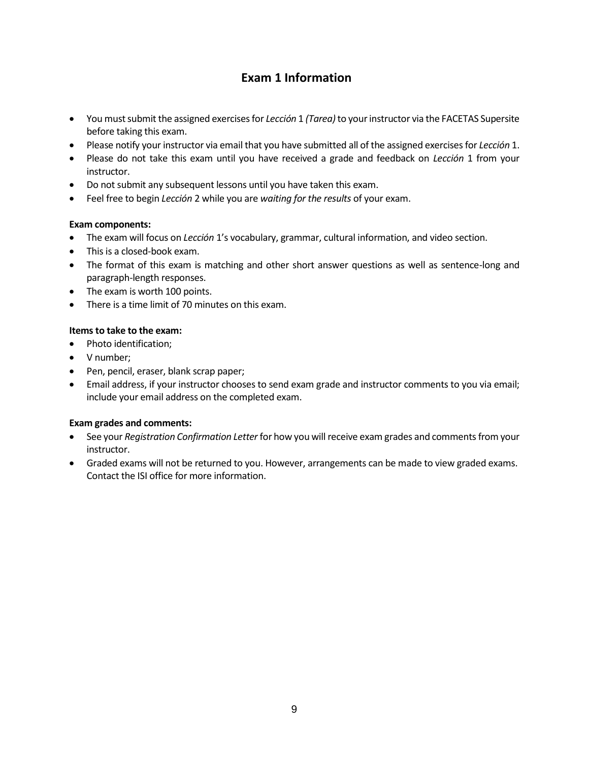# Exam 1 Information

- You must submit the assigned exercises for *Lección* 1 *(Tarea)* to your instructor via the FACETAS Supersite before taking this exam.
- Please notify your instructor via email that you have submitted all of the assigned exercises for *Lección* 1.
- Please do not take this exam until you have received a grade and feedback on *Lección* 1 from your instructor.
- Do not submit any subsequent lessons until you have taken this exam.
- Feel free to begin *Lección* 2 while you are *waiting for the results* of your exam.

**Exam components:**

- The exam will focus on *Lección* 1's vocabulary, grammar, cultural information, and video section.
- This is a closed-book exam.
- The format of this exam is matching and other short answer questions as well as sentence-long and paragraph-length responses.
- The exam is worth 100 points.
- There is a time limit of 70 minutes on this exam.

**Items to take to the exam:**

- Photo identification;
- V number;
- Pen, pencil, eraser, blank scrap paper;
- Email address, if your instructor chooses to send exam grade and instructor comments to you via email; include your email address on the completed exam.

**Exam grades and comments:**

- See your *Registration Confirmation Letter* for how you will receive exam grades and comments from your instructor.
- Graded exams will not be returned to you. However, arrangements can be made to view graded exams. Contact the ISI office for more information.